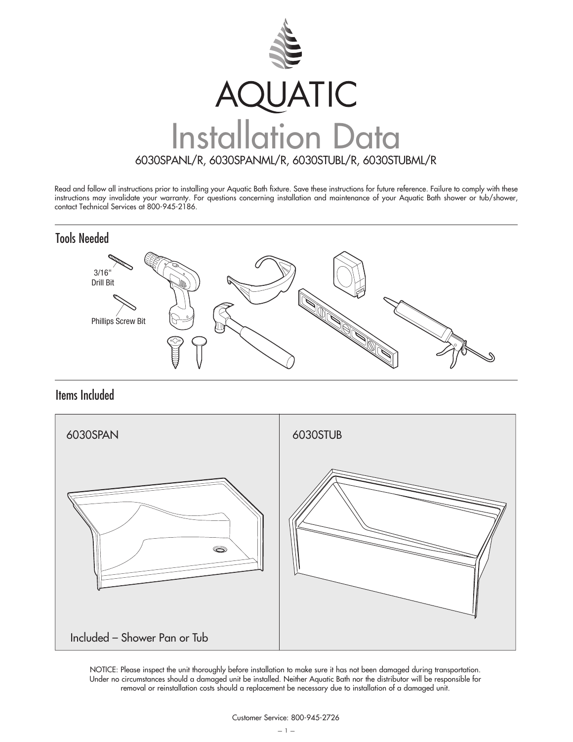# AQUATIC

# Installation Data

6030SPANL/R, 6030SPANML/R, 6030STUBL/R, 6030STUBML/R

Read and follow all instructions prior to installing your Aquatic Bath fixture. Save these instructions for future reference. Failure to comply with these instructions may invalidate your warranty. For questions concerning installation and maintenance of your Aquatic Bath shower or tub/shower, contact Technical Services at 800-945-2186.

## Tools Needed

3/16" Drill Bit

Phillips Screw Bit

## Items Included

6030SPAN

6030STUB

Included – Shower Pan or Tub

NOTICE: Please inspect the unit thoroughly before installation to make sure it has not been damaged during transportation. Under no circumstances should a damaged unit be installed. Neither Aquatic Bath nor the distributor will be responsible for removal or reinstallation costs should a replacement be necessary due to installation of a damaged unit.

Customer Service: 800-945-2726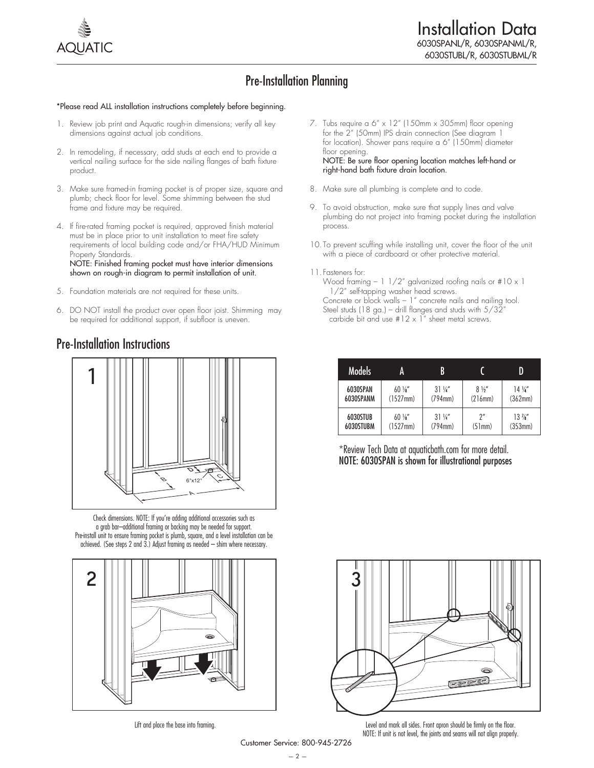# Installation Data

6030SPANL/R, 6030SPANML/R, 6030STUBL/R, 6030STUBML/R

## Pre-Installation Planning

*Please read ALL installation instructions completely before beginning.

1. Review job print and Aquatic rough-in dimensions; verify all key dimensions against actual job conditions.
2. In remodeling, if necessary, add studs at each end to provide a vertical nailing surface for the side nailing flanges of bath fixture product.
3. Make sure framed-in framing pocket is of proper size, square and plumb; check floor for level. Some shimming between the stud frame and fixture may be required.
4. If fire-rated framing pocket is required, approved finish material must be in place prior to unit installation to meet fire safety requirements of local building code and/or FHA/HUD Minimum Property Standards.
   NOTE: Finished framing pocket must have interior dimensions shown on rough-in diagram to permit installation of unit.
5. Foundation materials are not required for these units.
6. DO NOT install the product over open floor joist. Shimming may be required for additional support, if subfloor is uneven.
7. Tubs require a 6" x 12" (150mm x 305mm) floor opening for the 2" (50mm) IPS drain connection (See diagram 1 for location). Shower pans require a 6" (150mm) diameter floor opening.
   NOTE: Be sure floor opening location matches left-hand or right-hand bath fixture drain location.
8. Make sure all plumbing is complete and to code.
9. To avoid obstruction, make sure that supply lines and valve plumbing do not project into framing pocket during the installation process.
10. To prevent scuffing while installing unit, cover the floor of the unit with a piece of cardboard or other protective material.
11. Fasteners for:
    Wood framing – 1 1/2" galvanized roofing nails or #10 x 1 1/2" self-tapping washer head screws.
    Concrete or block walls – 1" concrete nails and nailing tool.
    Steel studs (18 ga.) – drill flanges and studs with 5/32" carbide bit and use #12 x 1" sheet metal screws.

## Pre-Installation Instructions

| Models | A | B | C | D |
|---|---|---|---|---|
| 6030SPAN 6030SPANM | 60 ⅛" (1527mm) | 31 ¼" (794mm) | 8 ½" (216mm) | 14 ¼" (362mm) |
| 6030STUB 6030STUBM | 60 ⅛" (1527mm) | 31 ¼" (794mm) | 2" (51mm) | 13 ⅞" (353mm) |

*Review Tech Data at aquaticbath.com for more detail.
NOTE: 6030SPAN is shown for illustrational purposes

1

Check dimensions. NOTE: If you're adding additional accessories such as a grab bar—additional framing or backing may be needed for support. Pre-install unit to ensure framing pocket is plumb, square, and a level installation can be achieved. (See steps 2 and 3.) Adjust framing as needed – shim where necessary.

2

Lift and place the base into framing.

3

Level and mark all sides. Front apron should be firmly on the floor. NOTE: If unit is not level, the joints and seams will not align properly.

Customer Service: 800-945-2726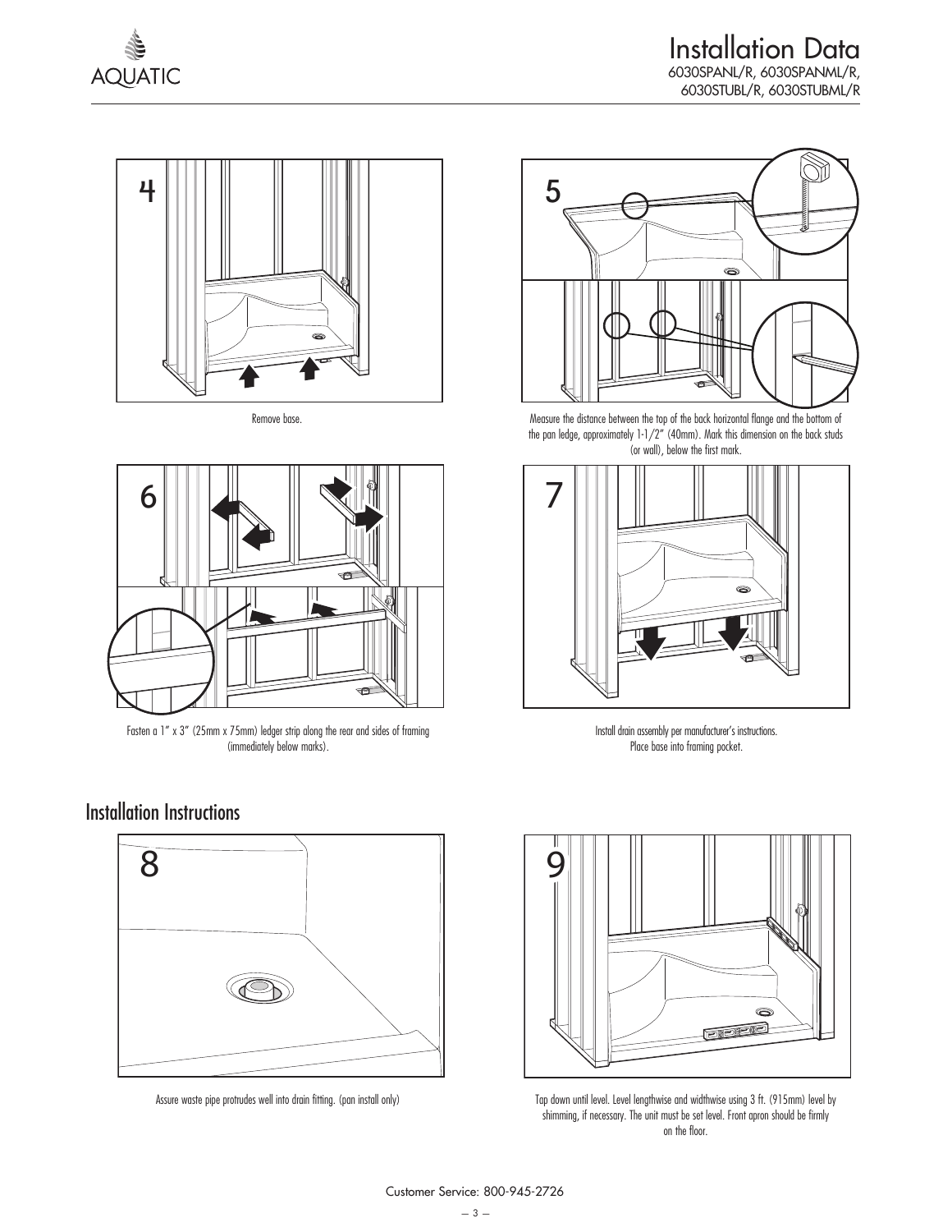# Installation Data

6030SPANL/R, 6030SPANML/R, 6030STUBL/R, 6030STUBML/R

4

Remove base.

5

Measure the distance between the top of the back horizontal flange and the bottom of the pan ledge, approximately 1-1/2" (40mm). Mark this dimension on the back studs (or wall), below the first mark.

6

Fasten a 1" x 3" (25mm x 75mm) ledger strip along the rear and sides of framing (immediately below marks).

7

Install drain assembly per manufacturer's instructions.
Place base into framing pocket.

## Installation Instructions

8

Assure waste pipe protrudes well into drain fitting. (pan install only)

9

Tap down until level. Level lengthwise and widthwise using 3 ft. (915mm) level by shimming, if necessary. The unit must be set level. Front apron should be firmly on the floor.

Customer Service: 800-945-2726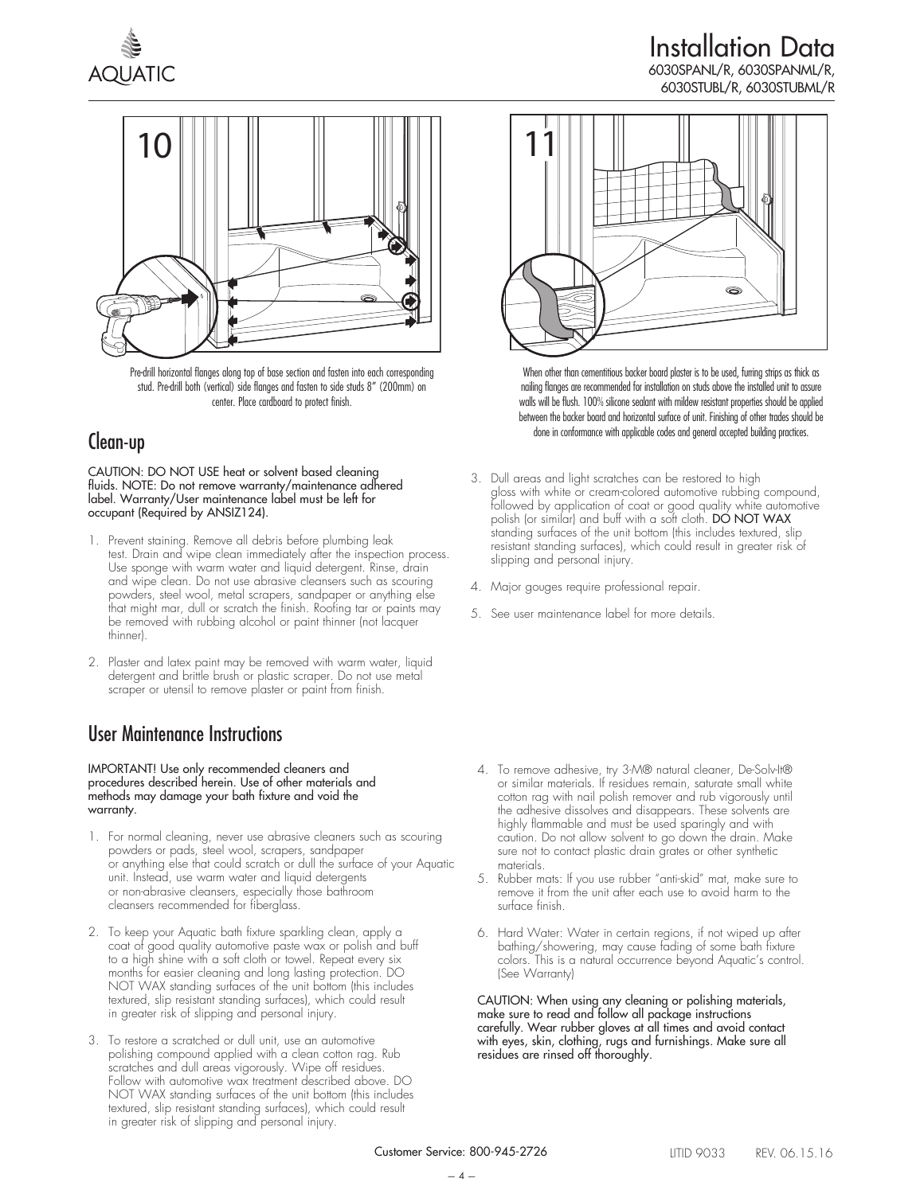Pre-drill horizontal flanges along top of base section and fasten into each corresponding stud. Pre-drill both (vertical) side flanges and fasten to side studs 8" (200mm) on center. Place cardboard to protect finish.

When other than cementitious backer board plaster is to be used, furring strips as thick as nailing flanges are recommended for installation on studs above the installed unit to assure walls will be flush. 100% silicone sealant with mildew resistant properties should be applied between the backer board and horizontal surface of unit. Finishing of other trades should be done in conformance with applicable codes and general accepted building practices.

## Clean-up

CAUTION: DO NOT USE heat or solvent based cleaning fluids. NOTE: Do not remove warranty/maintenance adhered label. Warranty/User maintenance label must be left for occupant (Required by ANSIZ124).

1. Prevent staining. Remove all debris before plumbing leak test. Drain and wipe clean immediately after the inspection process. Use sponge with warm water and liquid detergent. Rinse, drain and wipe clean. Do not use abrasive cleansers such as scouring powders, steel wool, metal scrapers, sandpaper or anything else that might mar, dull or scratch the finish. Roofing tar or paints may be removed with rubbing alcohol or paint thinner (not lacquer thinner).
2. Plaster and latex paint may be removed with warm water, liquid detergent and brittle brush or plastic scraper. Do not use metal scraper or utensil to remove plaster or paint from finish.
3. Dull areas and light scratches can be restored to high gloss with white or cream-colored automotive rubbing compound, followed by application of coat or good quality white automotive polish (or similar) and buff with a soft cloth. **DO NOT WAX** standing surfaces of the unit bottom (this includes textured, slip resistant standing surfaces), which could result in greater risk of slipping and personal injury.
4. Major gouges require professional repair.
5. See user maintenance label for more details.

## User Maintenance Instructions

**IMPORTANT! Use only recommended cleaners and procedures described herein. Use of other materials and methods may damage your bath fixture and void the warranty.**

1. For normal cleaning, never use abrasive cleaners such as scouring powders or pads, steel wool, scrapers, sandpaper or anything else that could scratch or dull the surface of your Aquatic unit. Instead, use warm water and liquid detergents or non-abrasive cleansers, especially those cleansers recommended for fiberglass.
2. To keep your Aquatic bath fixture sparkling clean, apply a coat of good quality automotive paste wax or polish and buff to a high shine with a soft cloth or towel. Repeat every six months for easier cleaning and long lasting protection. DO NOT WAX standing surfaces of the unit bottom (this includes textured, slip resistant standing surfaces), which could result in greater risk of slipping and personal injury.
3. To restore a scratched or dull unit, use an automotive polishing compound applied with a clean cotton rag. Rub scratches and dull areas vigorously. Wipe off residues. Follow with automotive wax treatment described above. DO NOT WAX standing surfaces of the unit bottom (this includes textured, slip resistant standing surfaces), which could result in greater risk of slipping and personal injury.
4. To remove adhesive, try 3-M® natural cleaner, De-Solv-It® or similar materials. If residues remain, saturate small white cotton rag with nail polish remover and rub vigorously until the adhesive dissolves and disappears. These solvents are highly flammable and must be used sparingly and with caution. Do not allow solvent to go down the drain. Make sure not to contact plastic drain grates or other synthetic materials.
5. Rubber mats: If you use rubber "anti-skid" mat, make sure to remove it from the unit after each use to avoid harm to the surface finish.
6. Hard Water: Water in certain regions, if not wiped up after bathing/showering, may cause fading of some bath fixture colors. This is a natural occurrence beyond Aquatic's control. (See Warranty)

**CAUTION: When using any cleaning or polishing materials, make sure to read and follow all package instructions carefully. Wear rubber gloves at all times and avoid contact with eyes, skin, clothing, rugs and furnishings. Make sure all residues are rinsed off thoroughly.**

Customer Service: 800-945-2726

LITID 9033 REV. 06.15.16